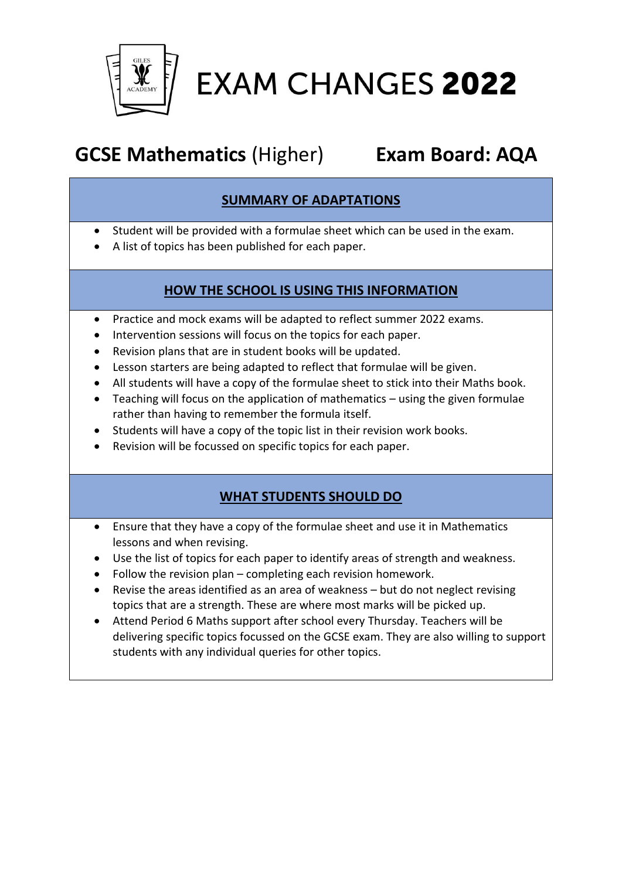# EXAM CHANGES **2022**

## **GCSE Mathematics** (Higher) **Exam Board: AQA**

### SUMMARY OF ADAPTATIONS

- Student will be provided with a formulae sheet which can be used in the exam.
- A list of topics has been published for each paper.

### HOW THE SCHOOL IS USING THIS INFORMATION

- Practice and mock exams will be adapted to reflect summer 2022 exams.
- Intervention sessions will focus on the topics for each paper.
- Revision plans that are in student books will be updated.
- Lesson starters are being adapted to reflect that formulae will be given.
- All students will have a copy of the formulae sheet to stick into their Maths book.
- Teaching will focus on the application of mathematics – using the given formulae rather than having to remember the formula itself.
- Students will have a copy of the topic list in their revision work books.
- Revision will be focussed on specific topics for each paper.

### WHAT STUDENTS SHOULD DO

- Ensure that they have a copy of the formulae sheet and use it in Mathematics lessons and when revising.
- Use the list of topics for each paper to identify areas of strength and weakness.
- Follow the revision plan – completing each revision homework.
- Revise the areas identified as an area of weakness – but do not neglect revising topics that are a strength. These are where most marks will be picked up.
- Attend Period 6 Maths support after school every Thursday. Teachers will be delivering specific topics focussed on the GCSE exam. They are also willing to support students with any individual queries for other topics.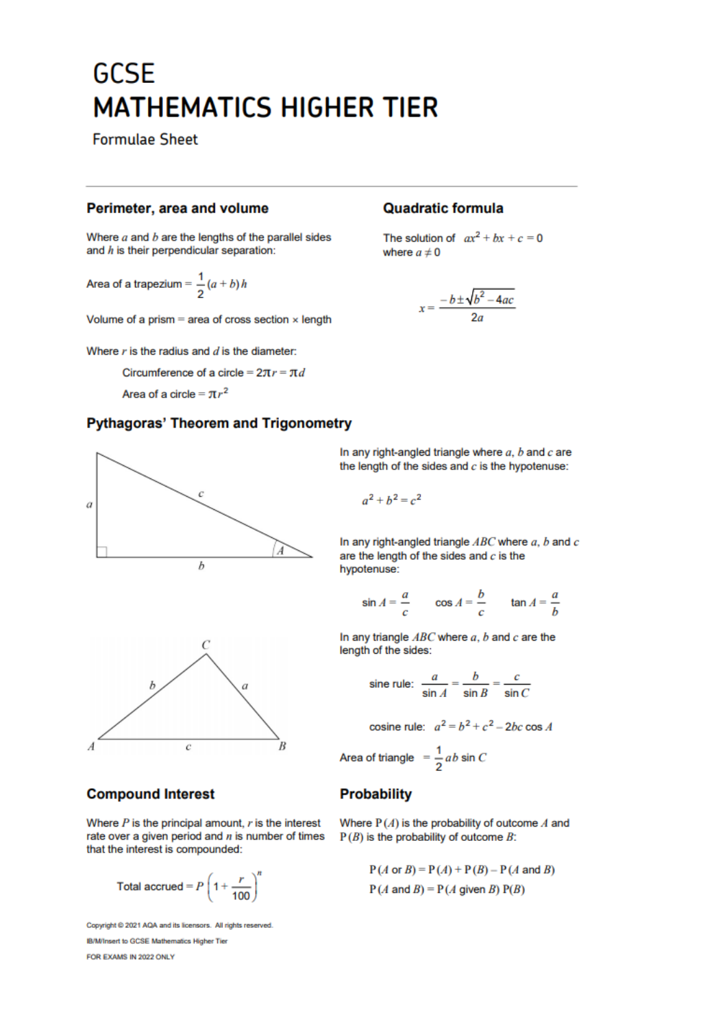# GCSE
# MATHEMATICS HIGHER TIER

Formulae Sheet

## Perimeter, area and volume

Where $a$ and $b$ are the lengths of the parallel sides and $h$ is their perpendicular separation:

Area of a trapezium $= \frac{1}{2}(a + b)h$

Volume of a prism = area of cross section × length

Where $r$ is the radius and $d$ is the diameter:

Circumference of a circle $= 2\pi r = \pi d$

Area of a circle $= \pi r^2$

## Quadratic formula

The solution of $ax^2 + bx + c = 0$ where $a \neq 0$

$$x = \frac{-b \pm \sqrt{b^2 - 4ac}}{2a}$$

## Pythagoras' Theorem and Trigonometry

In any right-angled triangle where $a$, $b$ and $c$ are the length of the sides and $c$ is the hypotenuse:

$$a^2 + b^2 = c^2$$

In any right-angled triangle $ABC$ where $a$, $b$ and $c$ are the length of the sides and $c$ is the hypotenuse:

$$\sin A = \frac{a}{c} \qquad \cos A = \frac{b}{c} \qquad \tan A = \frac{a}{b}$$

In any triangle $ABC$ where $a$, $b$ and $c$ are the length of the sides:

sine rule: $\frac{a}{\sin A} = \frac{b}{\sin B} = \frac{c}{\sin C}$

cosine rule: $a^2 = b^2 + c^2 - 2bc \cos A$

Area of triangle $= \frac{1}{2}ab \sin C$

## Compound Interest

Where $P$ is the principal amount, $r$ is the interest rate over a given period and $n$ is number of times that the interest is compounded:

$$\text{Total accrued} = P\left(1 + \frac{r}{100}\right)^n$$

## Probability

Where $P(A)$ is the probability of outcome $A$ and $P(B)$ is the probability of outcome $B$:

$$P(A \text{ or } B) = P(A) + P(B) - P(A \text{ and } B)$$

$$P(A \text{ and } B) = P(A \text{ given } B)\,P(B)$$

Copyright © 2021 AQA and its licensors. All rights reserved.

IB/M/Insert to GCSE Mathematics Higher Tier

FOR EXAMS IN 2022 ONLY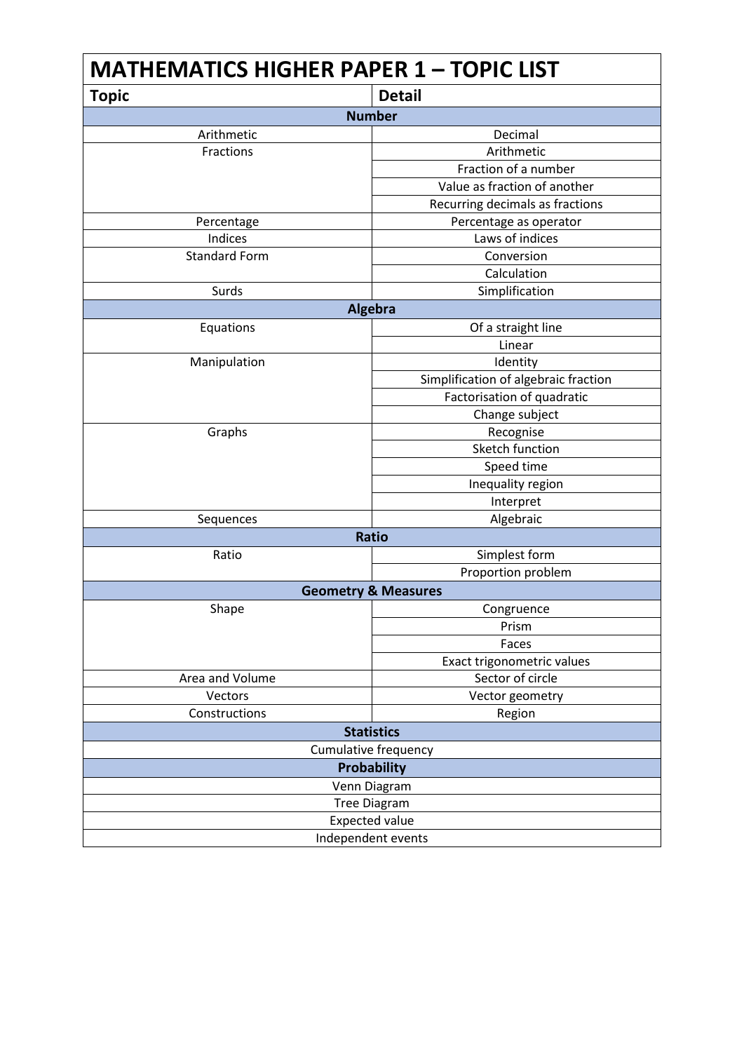# MATHEMATICS HIGHER PAPER 1 – TOPIC LIST

| Topic | Detail |
|---|---|
| **Number** | |
| Arithmetic | Decimal |
| Fractions | Arithmetic |
| | Fraction of a number |
| | Value as fraction of another |
| | Recurring decimals as fractions |
| Percentage | Percentage as operator |
| Indices | Laws of indices |
| Standard Form | Conversion |
| | Calculation |
| Surds | Simplification |
| **Algebra** | |
| Equations | Of a straight line |
| | Linear |
| Manipulation | Identity |
| | Simplification of algebraic fraction |
| | Factorisation of quadratic |
| | Change subject |
| Graphs | Recognise |
| | Sketch function |
| | Speed time |
| | Inequality region |
| | Interpret |
| Sequences | Algebraic |
| **Ratio** | |
| Ratio | Simplest form |
| | Proportion problem |
| **Geometry & Measures** | |
| Shape | Congruence |
| | Prism |
| | Faces |
| | Exact trigonometric values |
| Area and Volume | Sector of circle |
| Vectors | Vector geometry |
| Constructions | Region |
| **Statistics** | |
| Cumulative frequency | |
| **Probability** | |
| Venn Diagram | |
| Tree Diagram | |
| Expected value | |
| Independent events | |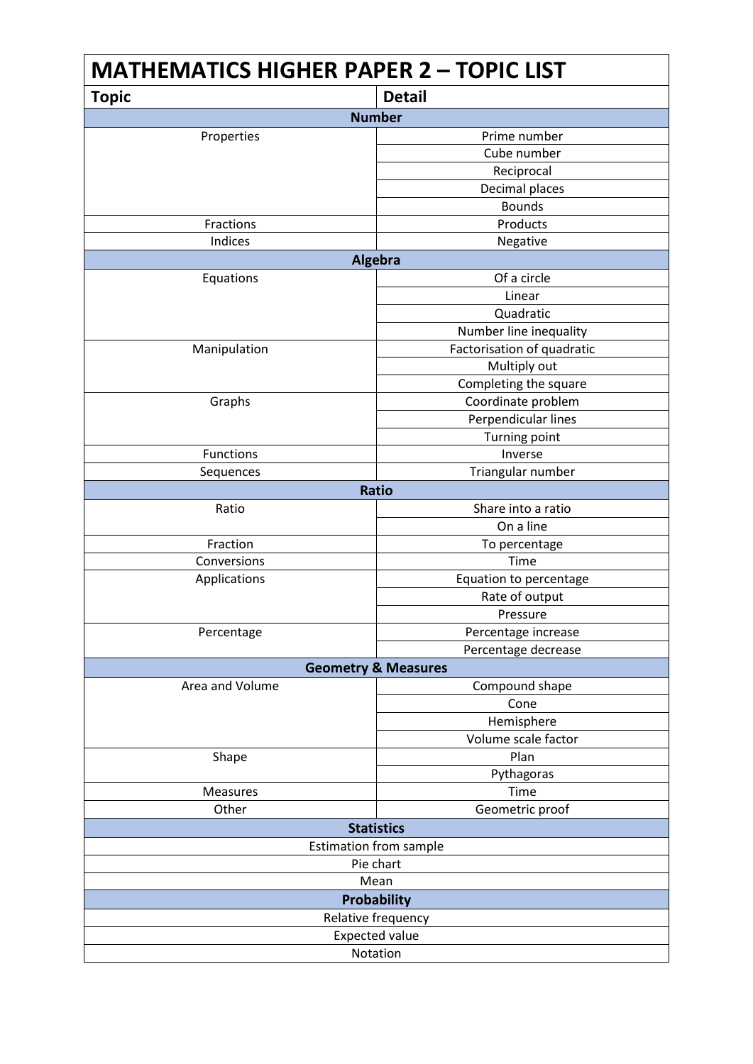# MATHEMATICS HIGHER PAPER 2 – TOPIC LIST

| Topic | Detail |
|---|---|
| **Number** | |
| Properties | Prime number |
| | Cube number |
| | Reciprocal |
| | Decimal places |
| | Bounds |
| Fractions | Products |
| Indices | Negative |
| **Algebra** | |
| Equations | Of a circle |
| | Linear |
| | Quadratic |
| | Number line inequality |
| Manipulation | Factorisation of quadratic |
| | Multiply out |
| | Completing the square |
| Graphs | Coordinate problem |
| | Perpendicular lines |
| | Turning point |
| Functions | Inverse |
| Sequences | Triangular number |
| **Ratio** | |
| Ratio | Share into a ratio |
| | On a line |
| Fraction | To percentage |
| Conversions | Time |
| Applications | Equation to percentage |
| | Rate of output |
| | Pressure |
| Percentage | Percentage increase |
| | Percentage decrease |
| **Geometry & Measures** | |
| Area and Volume | Compound shape |
| | Cone |
| | Hemisphere |
| | Volume scale factor |
| Shape | Plan |
| | Pythagoras |
| Measures | Time |
| Other | Geometric proof |
| **Statistics** | |
| Estimation from sample | |
| Pie chart | |
| Mean | |
| **Probability** | |
| Relative frequency | |
| Expected value | |
| Notation | |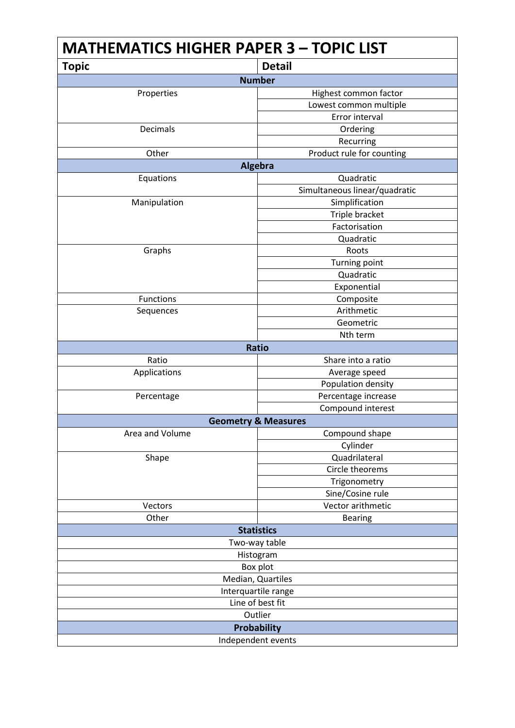# MATHEMATICS HIGHER PAPER 3 – TOPIC LIST

| Topic | Detail |
|---|---|
| **Number** | |
| Properties | Highest common factor |
| | Lowest common multiple |
| | Error interval |
| Decimals | Ordering |
| | Recurring |
| Other | Product rule for counting |
| **Algebra** | |
| Equations | Quadratic |
| | Simultaneous linear/quadratic |
| Manipulation | Simplification |
| | Triple bracket |
| | Factorisation |
| | Quadratic |
| Graphs | Roots |
| | Turning point |
| | Quadratic |
| | Exponential |
| Functions | Composite |
| Sequences | Arithmetic |
| | Geometric |
| | Nth term |
| **Ratio** | |
| Ratio | Share into a ratio |
| Applications | Average speed |
| | Population density |
| Percentage | Percentage increase |
| | Compound interest |
| **Geometry & Measures** | |
| Area and Volume | Compound shape |
| | Cylinder |
| Shape | Quadrilateral |
| | Circle theorems |
| | Trigonometry |
| | Sine/Cosine rule |
| Vectors | Vector arithmetic |
| Other | Bearing |
| **Statistics** | |
| Two-way table | |
| Histogram | |
| Box plot | |
| Median, Quartiles | |
| Interquartile range | |
| Line of best fit | |
| Outlier | |
| **Probability** | |
| Independent events | |